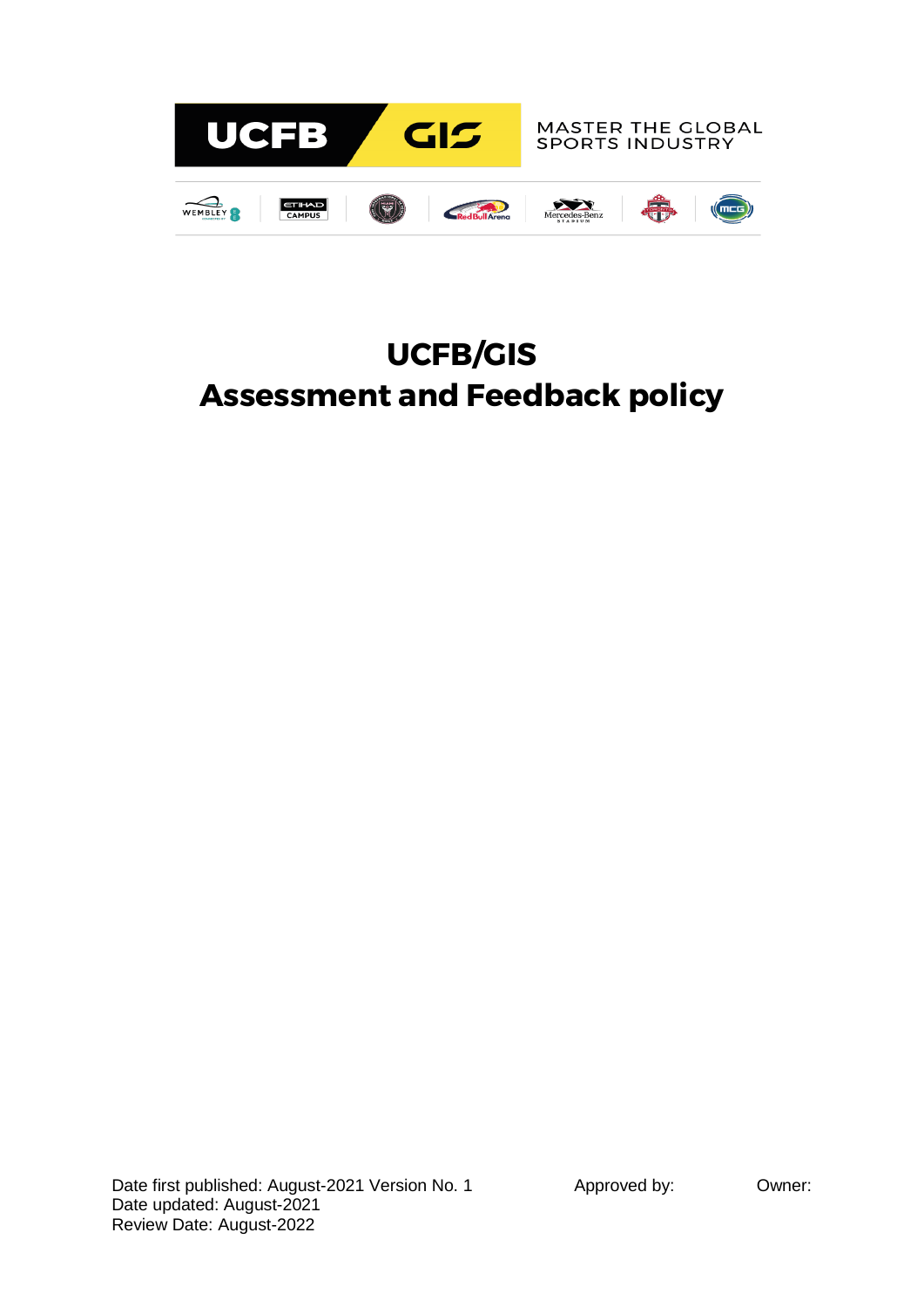UCFB GIS

MASTER THE GLOBAL SPORTS INDUSTRY

# UCFB/GIS
# Assessment and Feedback policy

Date first published: August-2021 Version No. 1
Date updated: August-2021
Review Date: August-2022

Approved by:

Owner: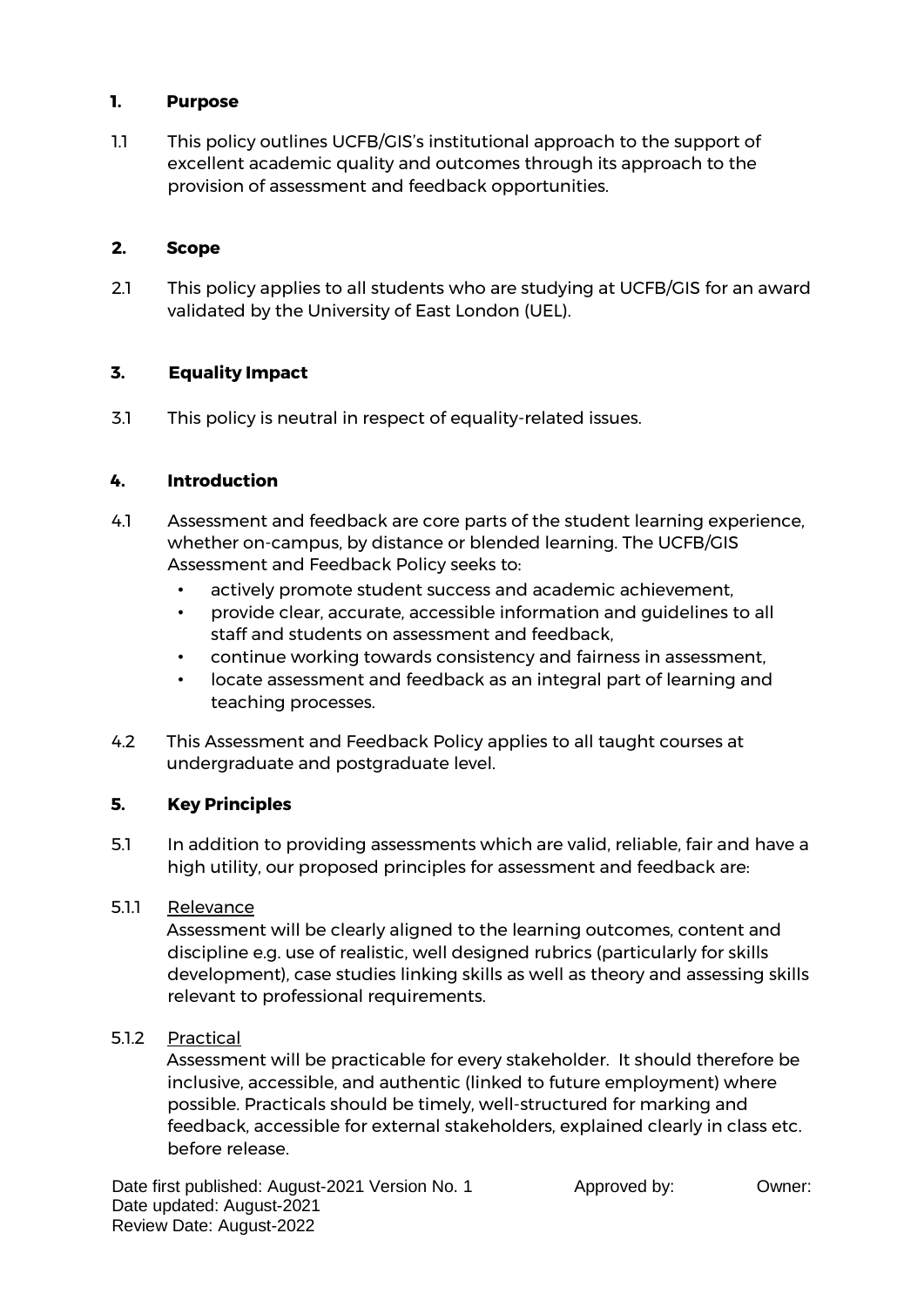## 1. Purpose

1.1 This policy outlines UCFB/GIS's institutional approach to the support of excellent academic quality and outcomes through its approach to the provision of assessment and feedback opportunities.

## 2. Scope

2.1 This policy applies to all students who are studying at UCFB/GIS for an award validated by the University of East London (UEL).

## 3. Equality Impact

3.1 This policy is neutral in respect of equality-related issues.

## 4. Introduction

4.1 Assessment and feedback are core parts of the student learning experience, whether on-campus, by distance or blended learning. The UCFB/GIS Assessment and Feedback Policy seeks to:

- actively promote student success and academic achievement,
- provide clear, accurate, accessible information and guidelines to all staff and students on assessment and feedback,
- continue working towards consistency and fairness in assessment,
- locate assessment and feedback as an integral part of learning and teaching processes.

4.2 This Assessment and Feedback Policy applies to all taught courses at undergraduate and postgraduate level.

## 5. Key Principles

5.1 In addition to providing assessments which are valid, reliable, fair and have a high utility, our proposed principles for assessment and feedback are:

5.1.1 Relevance

Assessment will be clearly aligned to the learning outcomes, content and discipline e.g. use of realistic, well designed rubrics (particularly for skills development), case studies linking skills as well as theory and assessing skills relevant to professional requirements.

5.1.2 Practical

Assessment will be practicable for every stakeholder. It should therefore be inclusive, accessible, and authentic (linked to future employment) where possible. Practicals should be timely, well-structured for marking and feedback, accessible for external stakeholders, explained clearly in class etc. before release.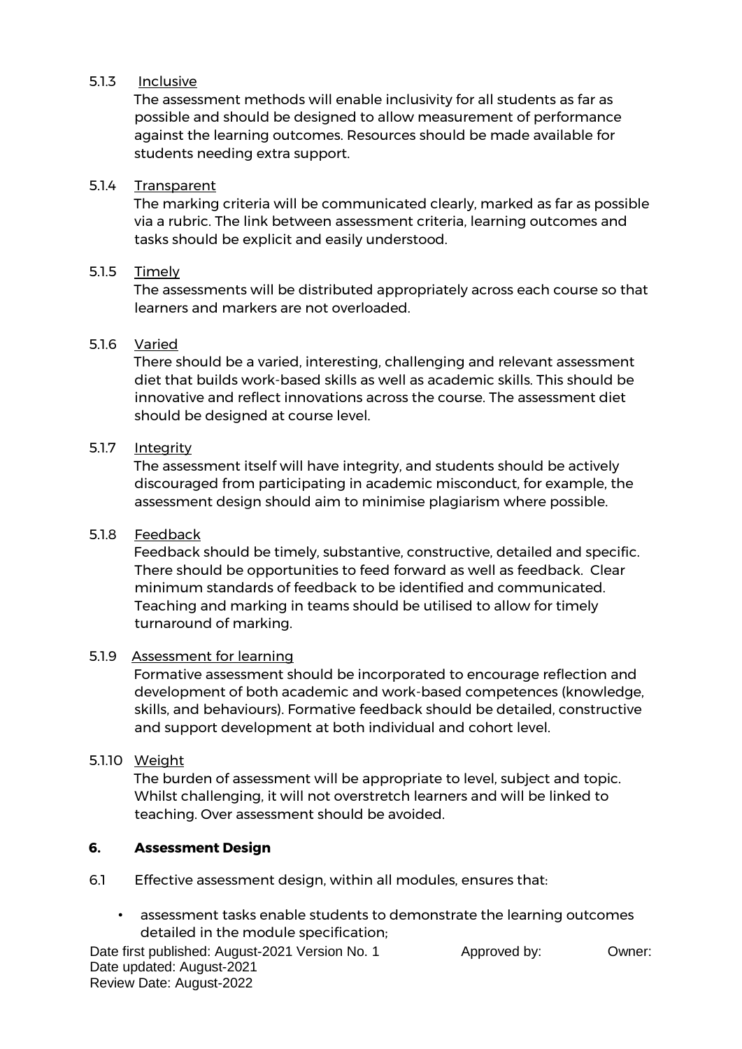5.1.3 Inclusive

The assessment methods will enable inclusivity for all students as far as possible and should be designed to allow measurement of performance against the learning outcomes. Resources should be made available for students needing extra support.

5.1.4 Transparent

The marking criteria will be communicated clearly, marked as far as possible via a rubric. The link between assessment criteria, learning outcomes and tasks should be explicit and easily understood.

5.1.5 Timely

The assessments will be distributed appropriately across each course so that learners and markers are not overloaded.

5.1.6 Varied

There should be a varied, interesting, challenging and relevant assessment diet that builds work-based skills as well as academic skills. This should be innovative and reflect innovations across the course. The assessment diet should be designed at course level.

5.1.7 Integrity

The assessment itself will have integrity, and students should be actively discouraged from participating in academic misconduct, for example, the assessment design should aim to minimise plagiarism where possible.

5.1.8 Feedback

Feedback should be timely, substantive, constructive, detailed and specific. There should be opportunities to feed forward as well as feedback. Clear minimum standards of feedback to be identified and communicated. Teaching and marking in teams should be utilised to allow for timely turnaround of marking.

5.1.9 Assessment for learning

Formative assessment should be incorporated to encourage reflection and development of both academic and work-based competences (knowledge, skills, and behaviours). Formative feedback should be detailed, constructive and support development at both individual and cohort level.

5.1.10 Weight

The burden of assessment will be appropriate to level, subject and topic. Whilst challenging, it will not overstretch learners and will be linked to teaching. Over assessment should be avoided.

## 6. Assessment Design

6.1 Effective assessment design, within all modules, ensures that:

- assessment tasks enable students to demonstrate the learning outcomes detailed in the module specification;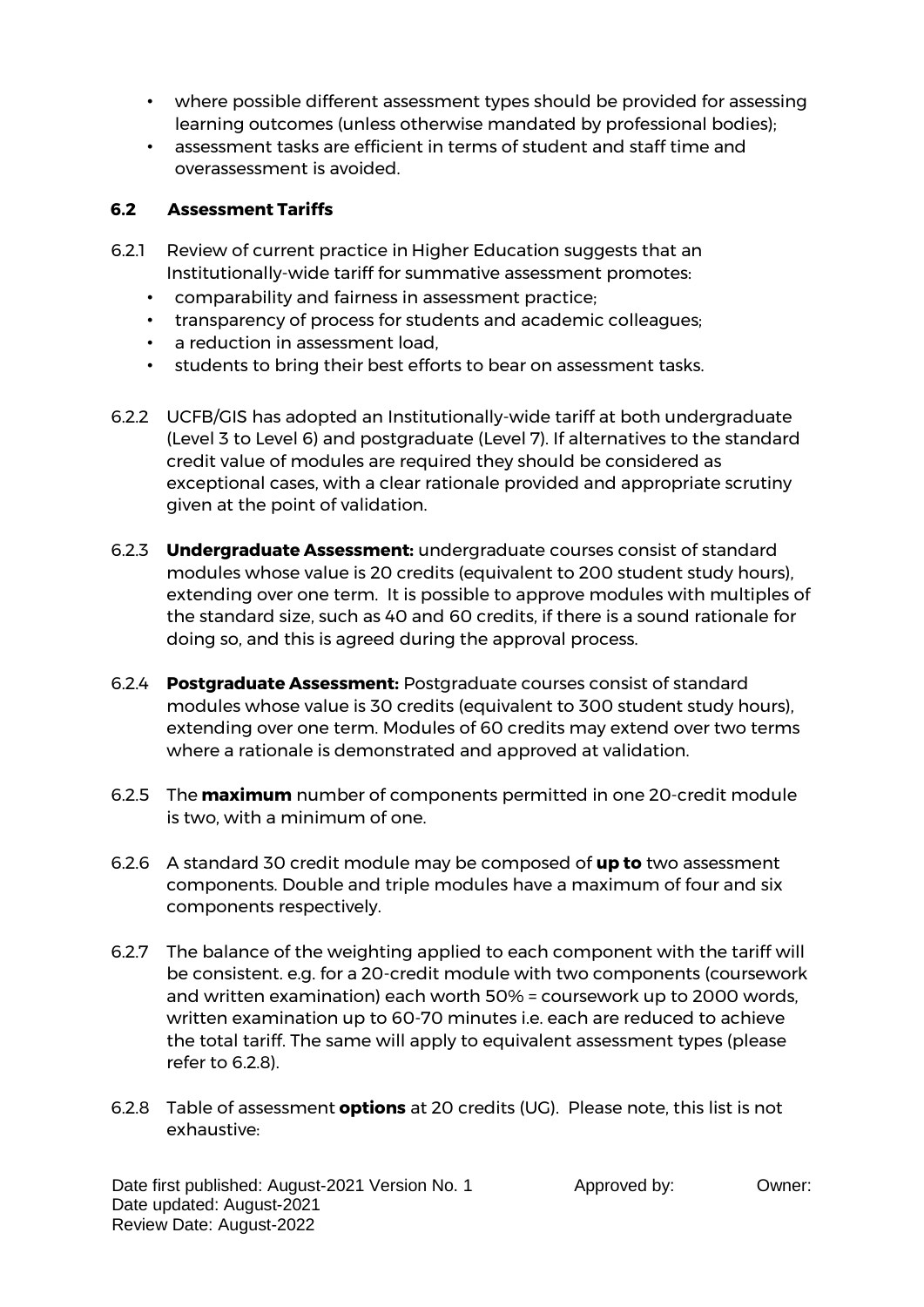- where possible different assessment types should be provided for assessing learning outcomes (unless otherwise mandated by professional bodies);
- assessment tasks are efficient in terms of student and staff time and overassessment is avoided.

### 6.2 Assessment Tariffs

6.2.1 Review of current practice in Higher Education suggests that an Institutionally-wide tariff for summative assessment promotes:

- comparability and fairness in assessment practice;
- transparency of process for students and academic colleagues;
- a reduction in assessment load,
- students to bring their best efforts to bear on assessment tasks.

6.2.2 UCFB/GIS has adopted an Institutionally-wide tariff at both undergraduate (Level 3 to Level 6) and postgraduate (Level 7). If alternatives to the standard credit value of modules are required they should be considered as exceptional cases, with a clear rationale provided and appropriate scrutiny given at the point of validation.

6.2.3 **Undergraduate Assessment:** undergraduate courses consist of standard modules whose value is 20 credits (equivalent to 200 student study hours), extending over one term. It is possible to approve modules with multiples of the standard size, such as 40 and 60 credits, if there is a sound rationale for doing so, and this is agreed during the approval process.

6.2.4 **Postgraduate Assessment:** Postgraduate courses consist of standard modules whose value is 30 credits (equivalent to 300 student study hours), extending over one term. Modules of 60 credits may extend over two terms where a rationale is demonstrated and approved at validation.

6.2.5 The **maximum** number of components permitted in one 20-credit module is two, with a minimum of one.

6.2.6 A standard 30 credit module may be composed of **up to** two assessment components. Double and triple modules have a maximum of four and six components respectively.

6.2.7 The balance of the weighting applied to each component with the tariff will be consistent. e.g. for a 20-credit module with two components (coursework and written examination) each worth 50% = coursework up to 2000 words, written examination up to 60-70 minutes i.e. each are reduced to achieve the total tariff. The same will apply to equivalent assessment types (please refer to 6.2.8).

6.2.8 Table of assessment **options** at 20 credits (UG). Please note, this list is not exhaustive: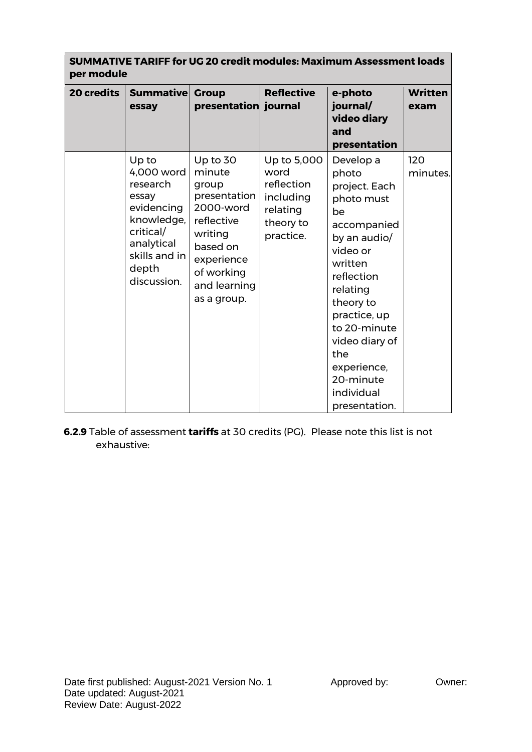| SUMMATIVE TARIFF for UG 20 credit modules: Maximum Assessment loads per module | | | | | |
|---|---|---|---|---|---|
| **20 credits** | **Summative essay** | **Group presentation** | **Reflective journal** | **e-photo journal/ video diary and presentation** | **Written exam** |
| | Up to 4,000 word research essay evidencing knowledge, critical/ analytical skills and in depth discussion. | Up to 30 minute group presentation 2000-word reflective writing based on experience of working and learning as a group. | Up to 5,000 word reflection including relating theory to practice. | Develop a photo project. Each photo must be accompanied by an audio/ video or written reflection relating theory to practice, up to 20-minute video diary of the experience, 20-minute individual presentation. | 120 minutes. |

**6.2.9** Table of assessment **tariffs** at 30 credits (PG). Please note this list is not exhaustive: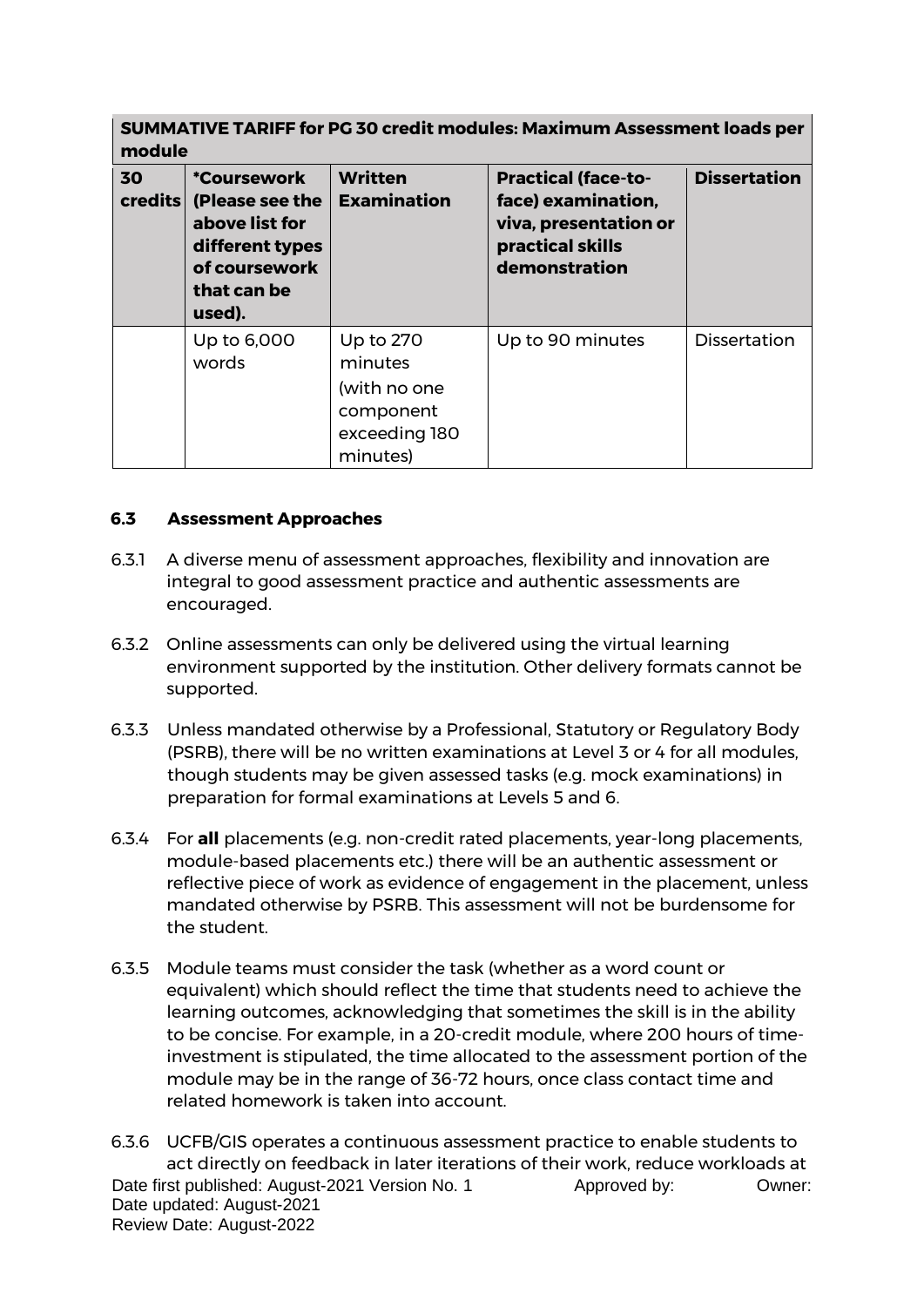| SUMMATIVE TARIFF for PG 30 credit modules: Maximum Assessment loads per module | | | | |
|---|---|---|---|---|
| **30 credits** | ***Coursework (Please see the above list for different types of coursework that can be used).** | **Written Examination** | **Practical (face-to-face) examination, viva, presentation or practical skills demonstration** | **Dissertation** |
| | Up to 6,000 words | Up to 270 minutes (with no one component exceeding 180 minutes) | Up to 90 minutes | Dissertation |

### 6.3 Assessment Approaches

6.3.1 A diverse menu of assessment approaches, flexibility and innovation are integral to good assessment practice and authentic assessments are encouraged.

6.3.2 Online assessments can only be delivered using the virtual learning environment supported by the institution. Other delivery formats cannot be supported.

6.3.3 Unless mandated otherwise by a Professional, Statutory or Regulatory Body (PSRB), there will be no written examinations at Level 3 or 4 for all modules, though students may be given assessed tasks (e.g. mock examinations) in preparation for formal examinations at Levels 5 and 6.

6.3.4 For **all** placements (e.g. non-credit rated placements, year-long placements, module-based placements etc.) there will be an authentic assessment or reflective piece of work as evidence of engagement in the placement, unless mandated otherwise by PSRB. This assessment will not be burdensome for the student.

6.3.5 Module teams must consider the task (whether as a word count or equivalent) which should reflect the time that students need to achieve the learning outcomes, acknowledging that sometimes the skill is in the ability to be concise. For example, in a 20-credit module, where 200 hours of time-investment is stipulated, the time allocated to the assessment portion of the module may be in the range of 36-72 hours, once class contact time and related homework is taken into account.

6.3.6 UCFB/GIS operates a continuous assessment practice to enable students to act directly on feedback in later iterations of their work, reduce workloads at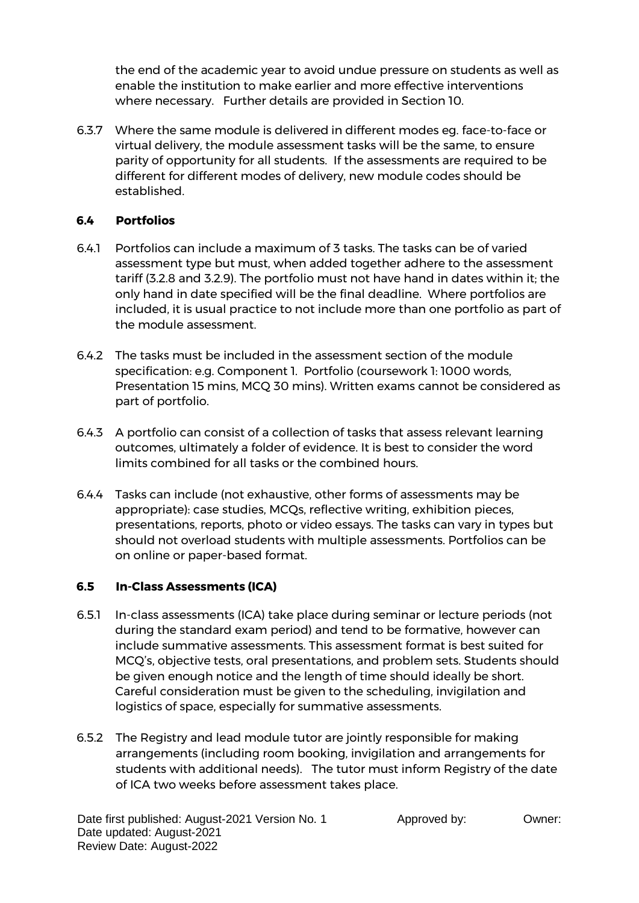the end of the academic year to avoid undue pressure on students as well as enable the institution to make earlier and more effective interventions where necessary. Further details are provided in Section 10.

6.3.7 Where the same module is delivered in different modes eg. face-to-face or virtual delivery, the module assessment tasks will be the same, to ensure parity of opportunity for all students. If the assessments are required to be different for different modes of delivery, new module codes should be established.

### 6.4 Portfolios

6.4.1 Portfolios can include a maximum of 3 tasks. The tasks can be of varied assessment type but must, when added together adhere to the assessment tariff (3.2.8 and 3.2.9). The portfolio must not have hand in dates within it; the only hand in date specified will be the final deadline. Where portfolios are included, it is usual practice to not include more than one portfolio as part of the module assessment.

6.4.2 The tasks must be included in the assessment section of the module specification: e.g. Component 1. Portfolio (coursework 1: 1000 words, Presentation 15 mins, MCQ 30 mins). Written exams cannot be considered as part of portfolio.

6.4.3 A portfolio can consist of a collection of tasks that assess relevant learning outcomes, ultimately a folder of evidence. It is best to consider the word limits combined for all tasks or the combined hours.

6.4.4 Tasks can include (not exhaustive, other forms of assessments may be appropriate): case studies, MCQs, reflective writing, exhibition pieces, presentations, reports, photo or video essays. The tasks can vary in types but should not overload students with multiple assessments. Portfolios can be on online or paper-based format.

### 6.5 In-Class Assessments (ICA)

6.5.1 In-class assessments (ICA) take place during seminar or lecture periods (not during the standard exam period) and tend to be formative, however can include summative assessments. This assessment format is best suited for MCQ's, objective tests, oral presentations, and problem sets. Students should be given enough notice and the length of time should ideally be short. Careful consideration must be given to the scheduling, invigilation and logistics of space, especially for summative assessments.

6.5.2 The Registry and lead module tutor are jointly responsible for making arrangements (including room booking, invigilation and arrangements for students with additional needs). The tutor must inform Registry of the date of ICA two weeks before assessment takes place.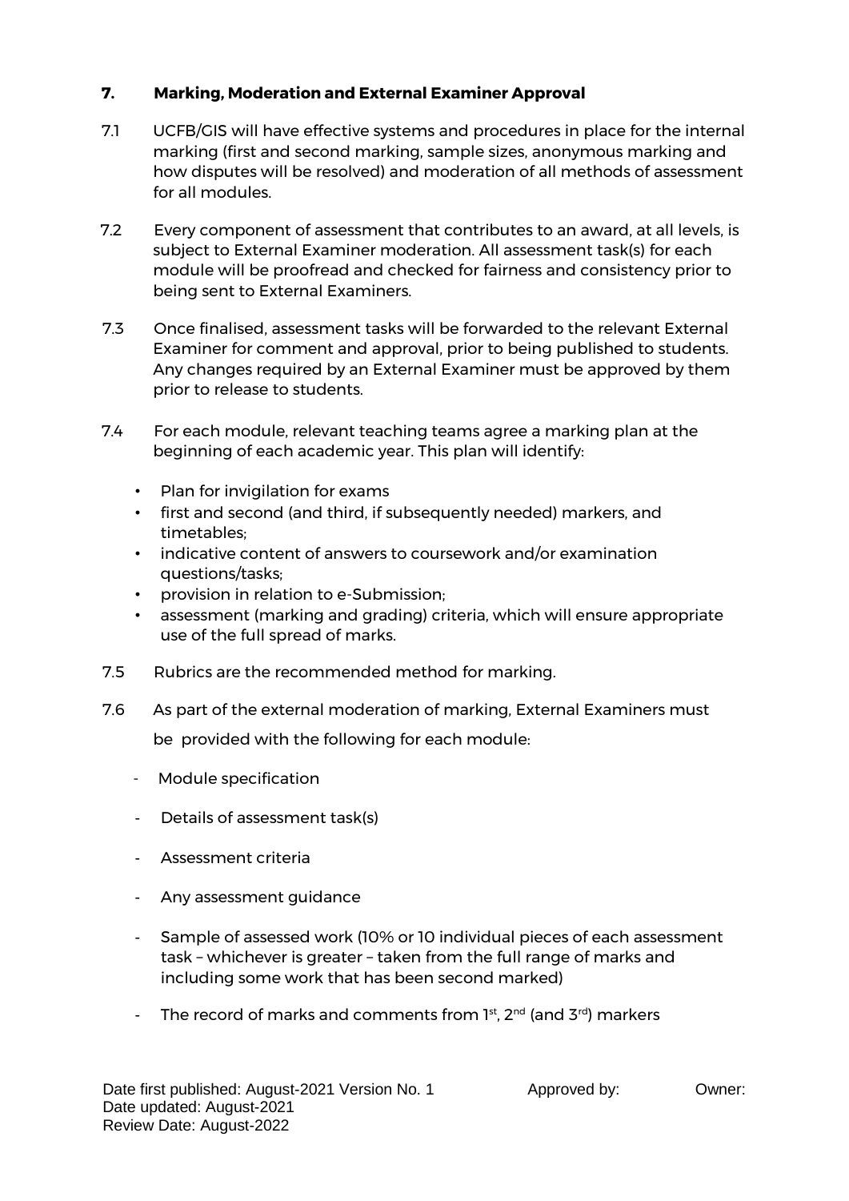## 7. Marking, Moderation and External Examiner Approval

7.1 UCFB/GIS will have effective systems and procedures in place for the internal marking (first and second marking, sample sizes, anonymous marking and how disputes will be resolved) and moderation of all methods of assessment for all modules.

7.2 Every component of assessment that contributes to an award, at all levels, is subject to External Examiner moderation. All assessment task(s) for each module will be proofread and checked for fairness and consistency prior to being sent to External Examiners.

7.3 Once finalised, assessment tasks will be forwarded to the relevant External Examiner for comment and approval, prior to being published to students. Any changes required by an External Examiner must be approved by them prior to release to students.

7.4 For each module, relevant teaching teams agree a marking plan at the beginning of each academic year. This plan will identify:

- Plan for invigilation for exams
- first and second (and third, if subsequently needed) markers, and timetables;
- indicative content of answers to coursework and/or examination questions/tasks;
- provision in relation to e-Submission;
- assessment (marking and grading) criteria, which will ensure appropriate use of the full spread of marks.

7.5 Rubrics are the recommended method for marking.

7.6 As part of the external moderation of marking, External Examiners must be provided with the following for each module:

- Module specification
- Details of assessment task(s)
- Assessment criteria
- Any assessment guidance
- Sample of assessed work (10% or 10 individual pieces of each assessment task – whichever is greater – taken from the full range of marks and including some work that has been second marked)
- The record of marks and comments from 1st, 2nd (and 3rd) markers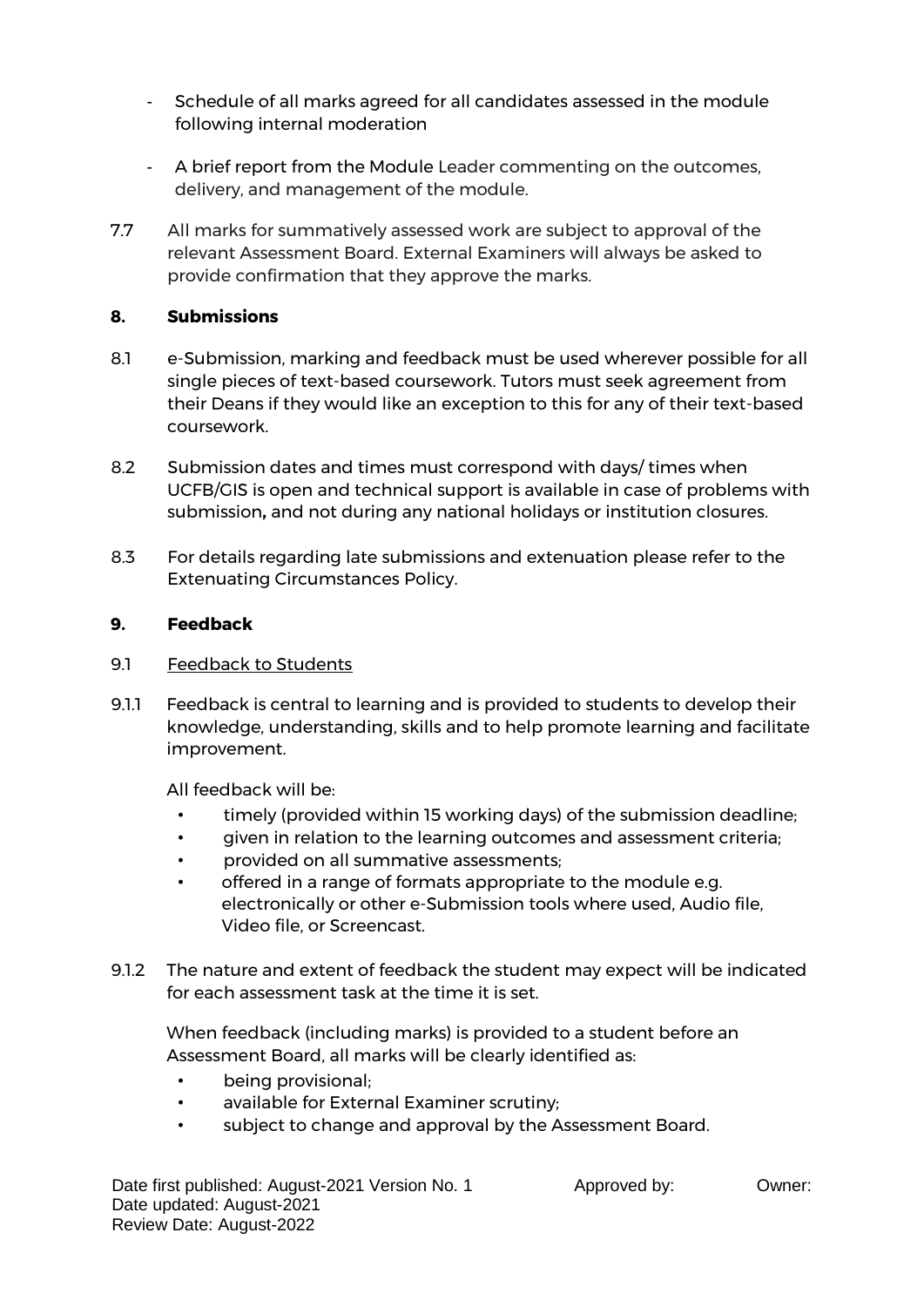- Schedule of all marks agreed for all candidates assessed in the module following internal moderation
- A brief report from the Module Leader commenting on the outcomes, delivery, and management of the module.

7.7 All marks for summatively assessed work are subject to approval of the relevant Assessment Board. External Examiners will always be asked to provide confirmation that they approve the marks.

## 8. Submissions

8.1 e-Submission, marking and feedback must be used wherever possible for all single pieces of text-based coursework. Tutors must seek agreement from their Deans if they would like an exception to this for any of their text-based coursework.

8.2 Submission dates and times must correspond with days/ times when UCFB/GIS is open and technical support is available in case of problems with submission**,** and not during any national holidays or institution closures.

8.3 For details regarding late submissions and extenuation please refer to the Extenuating Circumstances Policy.

## 9. Feedback

### 9.1 Feedback to Students

9.1.1 Feedback is central to learning and is provided to students to develop their knowledge, understanding, skills and to help promote learning and facilitate improvement.

All feedback will be:

- timely (provided within 15 working days) of the submission deadline;
- given in relation to the learning outcomes and assessment criteria;
- provided on all summative assessments;
- offered in a range of formats appropriate to the module e.g. electronically or other e-Submission tools where used, Audio file, Video file, or Screencast.

9.1.2 The nature and extent of feedback the student may expect will be indicated for each assessment task at the time it is set.

When feedback (including marks) is provided to a student before an Assessment Board, all marks will be clearly identified as:

- being provisional;
- available for External Examiner scrutiny;
- subject to change and approval by the Assessment Board.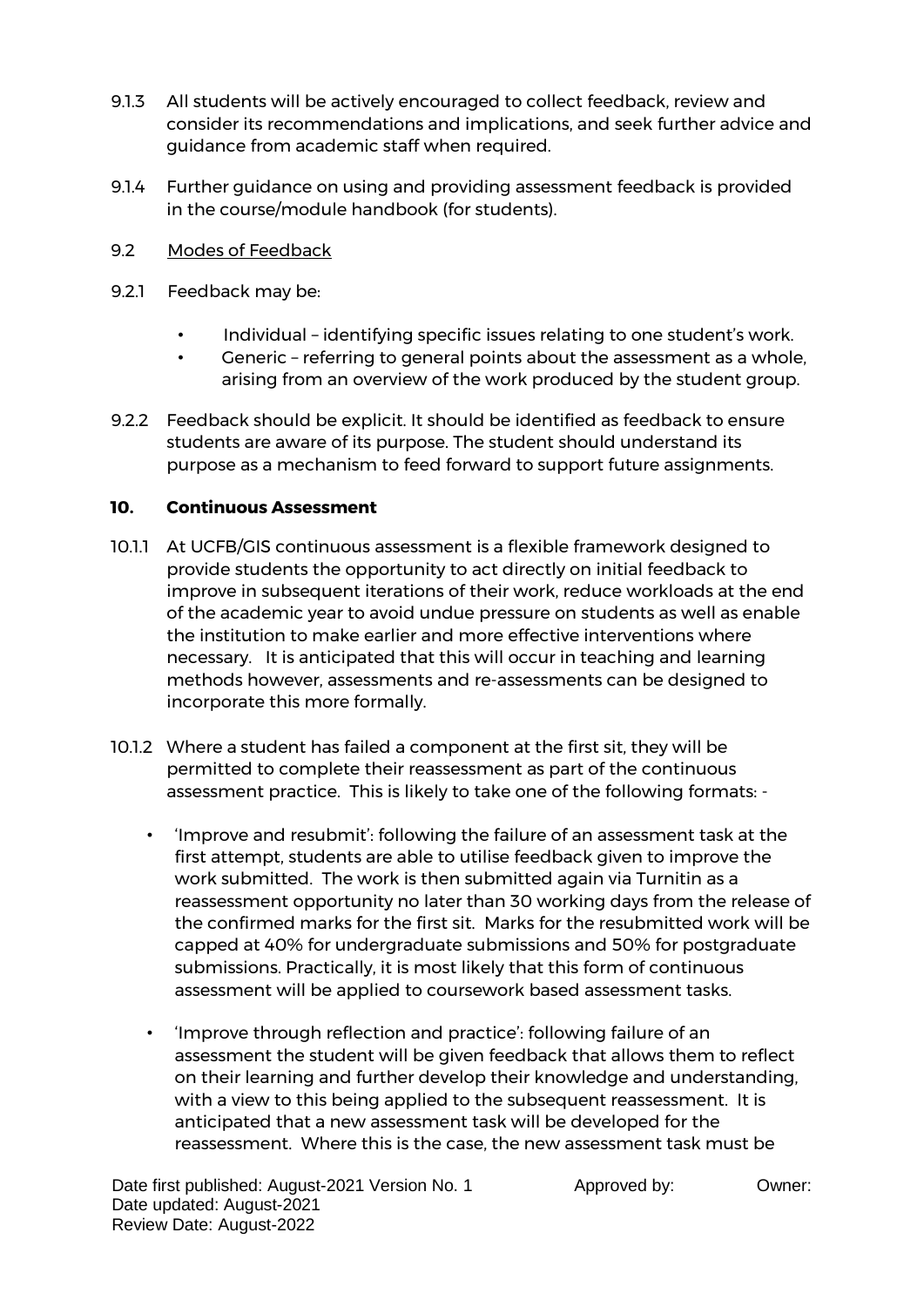9.1.3 All students will be actively encouraged to collect feedback, review and consider its recommendations and implications, and seek further advice and guidance from academic staff when required.

9.1.4 Further guidance on using and providing assessment feedback is provided in the course/module handbook (for students).

9.2 Modes of Feedback

9.2.1 Feedback may be:

- Individual – identifying specific issues relating to one student's work.
- Generic – referring to general points about the assessment as a whole, arising from an overview of the work produced by the student group.

9.2.2 Feedback should be explicit. It should be identified as feedback to ensure students are aware of its purpose. The student should understand its purpose as a mechanism to feed forward to support future assignments.

## 10. Continuous Assessment

10.1.1 At UCFB/GIS continuous assessment is a flexible framework designed to provide students the opportunity to act directly on initial feedback to improve in subsequent iterations of their work, reduce workloads at the end of the academic year to avoid undue pressure on students as well as enable the institution to make earlier and more effective interventions where necessary. It is anticipated that this will occur in teaching and learning methods however, assessments and re-assessments can be designed to incorporate this more formally.

10.1.2 Where a student has failed a component at the first sit, they will be permitted to complete their reassessment as part of the continuous assessment practice. This is likely to take one of the following formats: -

- 'Improve and resubmit': following the failure of an assessment task at the first attempt, students are able to utilise feedback given to improve the work submitted. The work is then submitted again via Turnitin as a reassessment opportunity no later than 30 working days from the release of the confirmed marks for the first sit. Marks for the resubmitted work will be capped at 40% for undergraduate submissions and 50% for postgraduate submissions. Practically, it is most likely that this form of continuous assessment will be applied to coursework based assessment tasks.
- 'Improve through reflection and practice': following failure of an assessment the student will be given feedback that allows them to reflect on their learning and further develop their knowledge and understanding, with a view to this being applied to the subsequent reassessment. It is anticipated that a new assessment task will be developed for the reassessment. Where this is the case, the new assessment task must be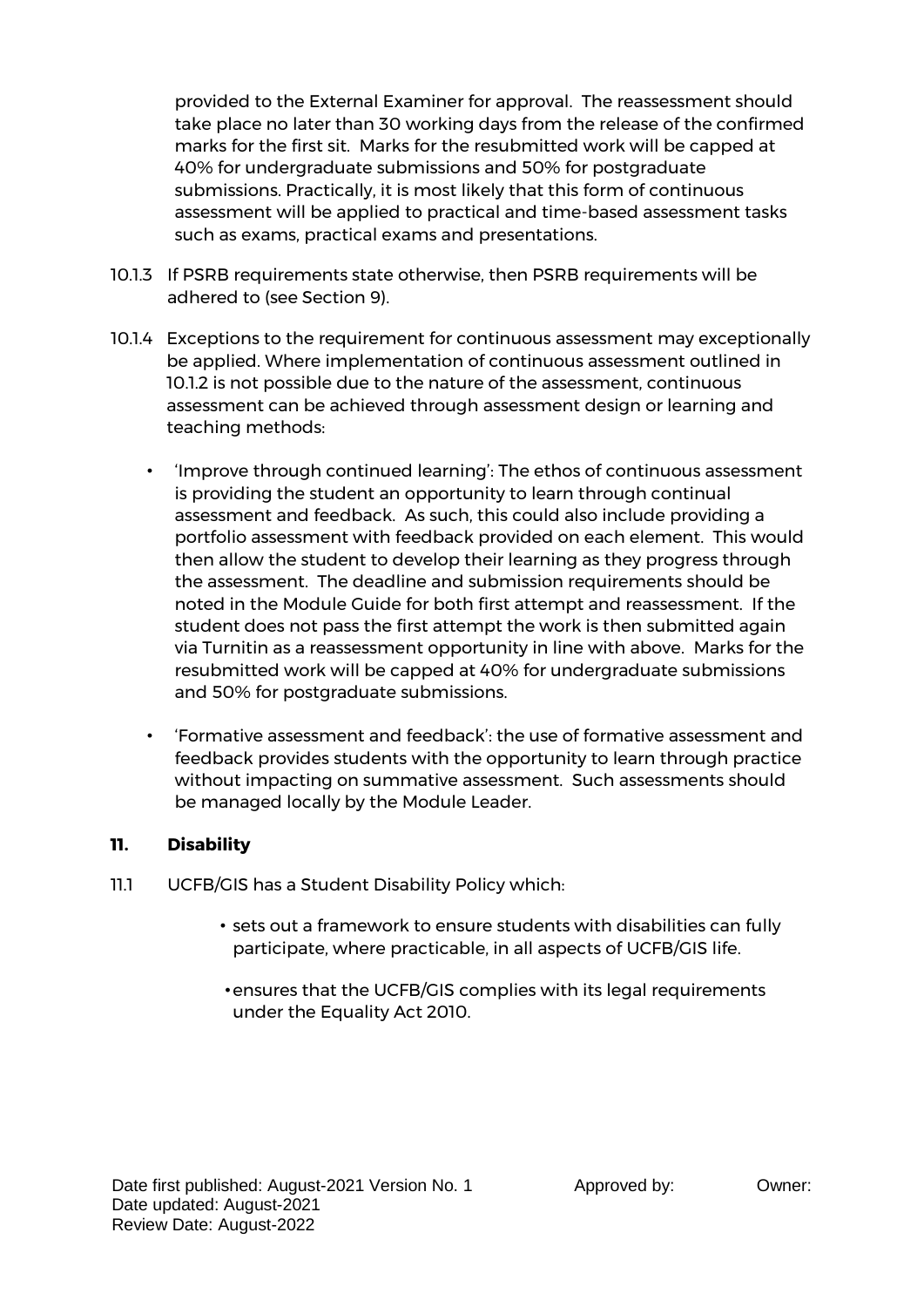provided to the External Examiner for approval. The reassessment should take place no later than 30 working days from the release of the confirmed marks for the first sit. Marks for the resubmitted work will be capped at 40% for undergraduate submissions and 50% for postgraduate submissions. Practically, it is most likely that this form of continuous assessment will be applied to practical and time-based assessment tasks such as exams, practical exams and presentations.

10.1.3 If PSRB requirements state otherwise, then PSRB requirements will be adhered to (see Section 9).

10.1.4 Exceptions to the requirement for continuous assessment may exceptionally be applied. Where implementation of continuous assessment outlined in 10.1.2 is not possible due to the nature of the assessment, continuous assessment can be achieved through assessment design or learning and teaching methods:

- 'Improve through continued learning': The ethos of continuous assessment is providing the student an opportunity to learn through continual assessment and feedback. As such, this could also include providing a portfolio assessment with feedback provided on each element. This would then allow the student to develop their learning as they progress through the assessment. The deadline and submission requirements should be noted in the Module Guide for both first attempt and reassessment. If the student does not pass the first attempt the work is then submitted again via Turnitin as a reassessment opportunity in line with above. Marks for the resubmitted work will be capped at 40% for undergraduate submissions and 50% for postgraduate submissions.

- 'Formative assessment and feedback': the use of formative assessment and feedback provides students with the opportunity to learn through practice without impacting on summative assessment. Such assessments should be managed locally by the Module Leader.

## 11. Disability

11.1 UCFB/GIS has a Student Disability Policy which:

- sets out a framework to ensure students with disabilities can fully participate, where practicable, in all aspects of UCFB/GIS life.
- ensures that the UCFB/GIS complies with its legal requirements under the Equality Act 2010.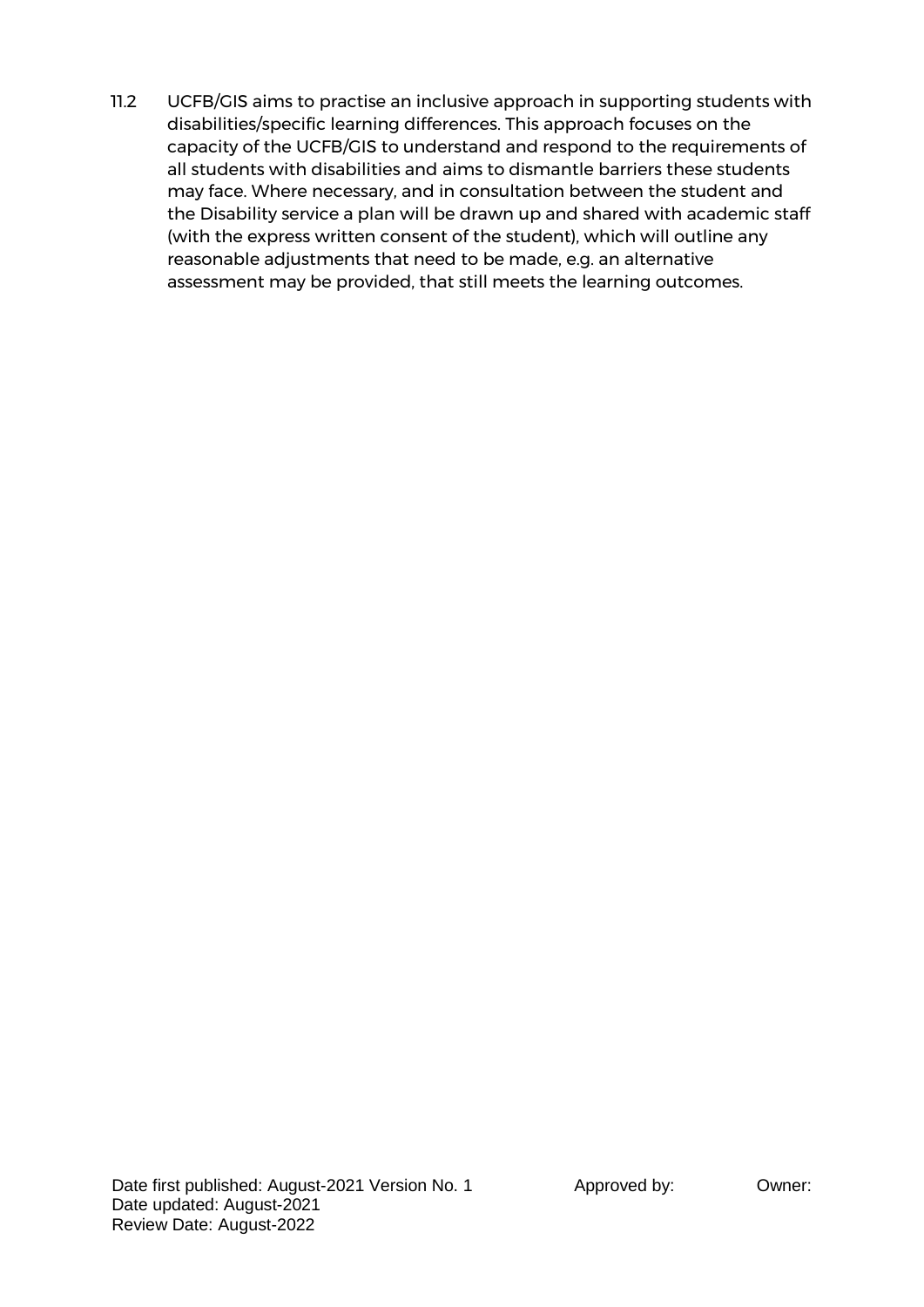11.2 UCFB/GIS aims to practise an inclusive approach in supporting students with disabilities/specific learning differences. This approach focuses on the capacity of the UCFB/GIS to understand and respond to the requirements of all students with disabilities and aims to dismantle barriers these students may face. Where necessary, and in consultation between the student and the Disability service a plan will be drawn up and shared with academic staff (with the express written consent of the student), which will outline any reasonable adjustments that need to be made, e.g. an alternative assessment may be provided, that still meets the learning outcomes.